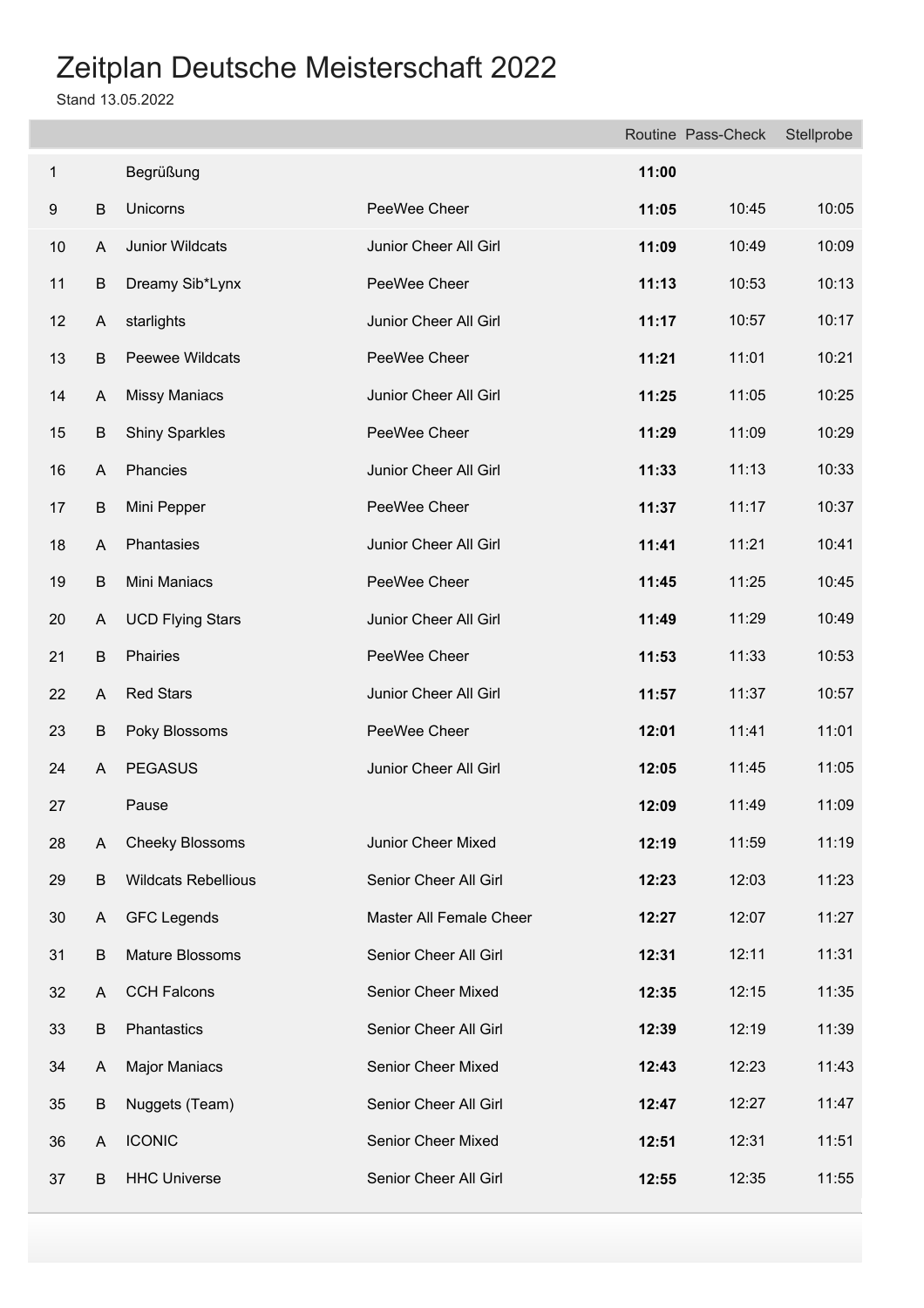# Zeitplan Deutsche Meisterschaft 2022

Stand 13.05.2022

| | | | | Routine | Pass-Check | Stellprobe |
|---|---|---|---|---|---|---|
| 1 | | Begrüßung | | **11:00** | | |
| 9 | B | Unicorns | PeeWee Cheer | **11:05** | 10:45 | 10:05 |
| 10 | A | Junior Wildcats | Junior Cheer All Girl | **11:09** | 10:49 | 10:09 |
| 11 | B | Dreamy Sib*Lynx | PeeWee Cheer | **11:13** | 10:53 | 10:13 |
| 12 | A | starlights | Junior Cheer All Girl | **11:17** | 10:57 | 10:17 |
| 13 | B | Peewee Wildcats | PeeWee Cheer | **11:21** | 11:01 | 10:21 |
| 14 | A | Missy Maniacs | Junior Cheer All Girl | **11:25** | 11:05 | 10:25 |
| 15 | B | Shiny Sparkles | PeeWee Cheer | **11:29** | 11:09 | 10:29 |
| 16 | A | Phancies | Junior Cheer All Girl | **11:33** | 11:13 | 10:33 |
| 17 | B | Mini Pepper | PeeWee Cheer | **11:37** | 11:17 | 10:37 |
| 18 | A | Phantasies | Junior Cheer All Girl | **11:41** | 11:21 | 10:41 |
| 19 | B | Mini Maniacs | PeeWee Cheer | **11:45** | 11:25 | 10:45 |
| 20 | A | UCD Flying Stars | Junior Cheer All Girl | **11:49** | 11:29 | 10:49 |
| 21 | B | Phairies | PeeWee Cheer | **11:53** | 11:33 | 10:53 |
| 22 | A | Red Stars | Junior Cheer All Girl | **11:57** | 11:37 | 10:57 |
| 23 | B | Poky Blossoms | PeeWee Cheer | **12:01** | 11:41 | 11:01 |
| 24 | A | PEGASUS | Junior Cheer All Girl | **12:05** | 11:45 | 11:05 |
| 27 | | Pause | | **12:09** | 11:49 | 11:09 |
| 28 | A | Cheeky Blossoms | Junior Cheer Mixed | **12:19** | 11:59 | 11:19 |
| 29 | B | Wildcats Rebellious | Senior Cheer All Girl | **12:23** | 12:03 | 11:23 |
| 30 | A | GFC Legends | Master All Female Cheer | **12:27** | 12:07 | 11:27 |
| 31 | B | Mature Blossoms | Senior Cheer All Girl | **12:31** | 12:11 | 11:31 |
| 32 | A | CCH Falcons | Senior Cheer Mixed | **12:35** | 12:15 | 11:35 |
| 33 | B | Phantastics | Senior Cheer All Girl | **12:39** | 12:19 | 11:39 |
| 34 | A | Major Maniacs | Senior Cheer Mixed | **12:43** | 12:23 | 11:43 |
| 35 | B | Nuggets (Team) | Senior Cheer All Girl | **12:47** | 12:27 | 11:47 |
| 36 | A | ICONIC | Senior Cheer Mixed | **12:51** | 12:31 | 11:51 |
| 37 | B | HHC Universe | Senior Cheer All Girl | **12:55** | 12:35 | 11:55 |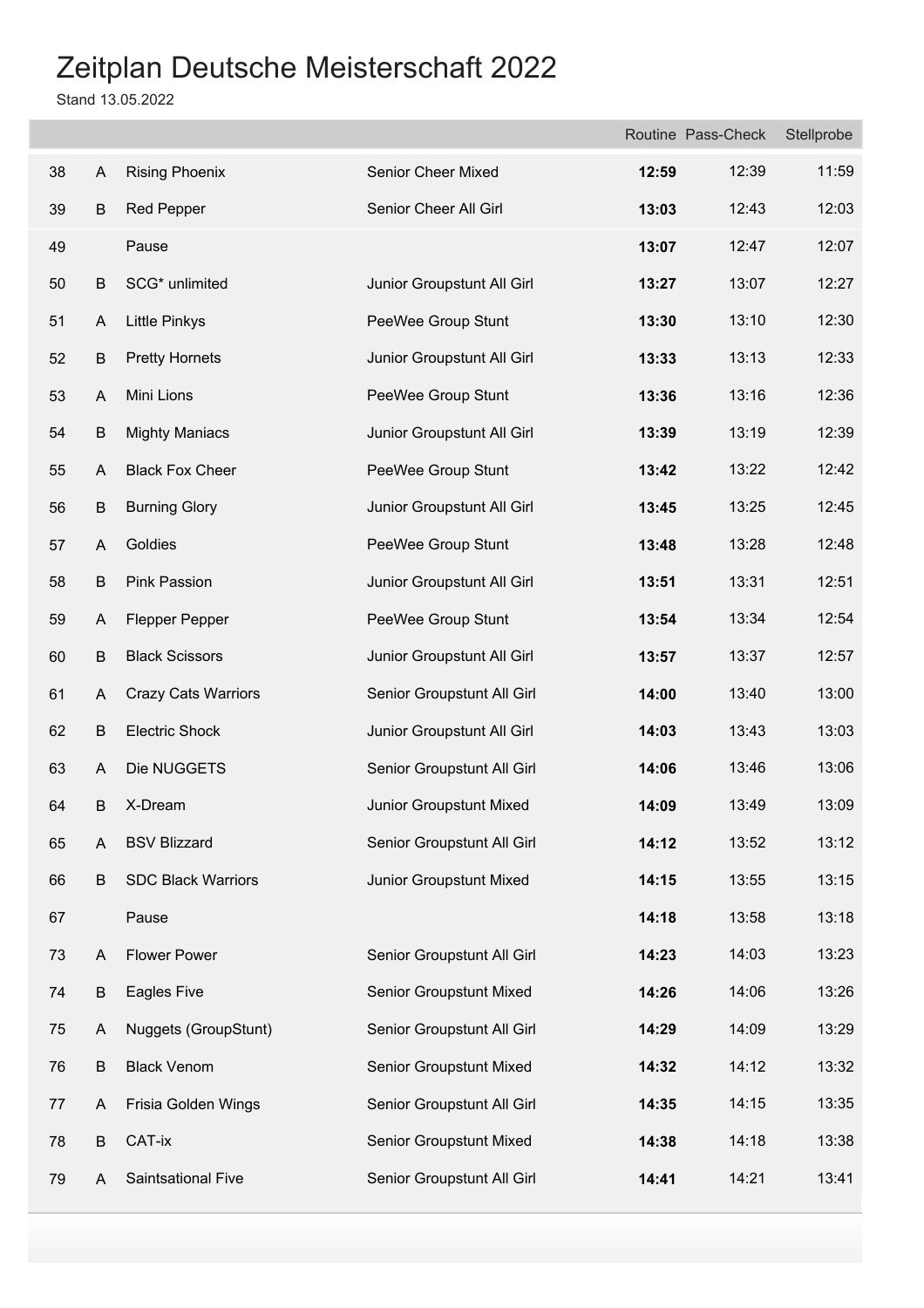# Zeitplan Deutsche Meisterschaft 2022

Stand 13.05.2022

| | | | | Routine | Pass-Check | Stellprobe |
|---|---|---|---|---|---|---|
| 38 | A | Rising Phoenix | Senior Cheer Mixed | **12:59** | 12:39 | 11:59 |
| 39 | B | Red Pepper | Senior Cheer All Girl | **13:03** | 12:43 | 12:03 |
| 49 | | Pause | | **13:07** | 12:47 | 12:07 |
| 50 | B | SCG* unlimited | Junior Groupstunt All Girl | **13:27** | 13:07 | 12:27 |
| 51 | A | Little Pinkys | PeeWee Group Stunt | **13:30** | 13:10 | 12:30 |
| 52 | B | Pretty Hornets | Junior Groupstunt All Girl | **13:33** | 13:13 | 12:33 |
| 53 | A | Mini Lions | PeeWee Group Stunt | **13:36** | 13:16 | 12:36 |
| 54 | B | Mighty Maniacs | Junior Groupstunt All Girl | **13:39** | 13:19 | 12:39 |
| 55 | A | Black Fox Cheer | PeeWee Group Stunt | **13:42** | 13:22 | 12:42 |
| 56 | B | Burning Glory | Junior Groupstunt All Girl | **13:45** | 13:25 | 12:45 |
| 57 | A | Goldies | PeeWee Group Stunt | **13:48** | 13:28 | 12:48 |
| 58 | B | Pink Passion | Junior Groupstunt All Girl | **13:51** | 13:31 | 12:51 |
| 59 | A | Flepper Pepper | PeeWee Group Stunt | **13:54** | 13:34 | 12:54 |
| 60 | B | Black Scissors | Junior Groupstunt All Girl | **13:57** | 13:37 | 12:57 |
| 61 | A | Crazy Cats Warriors | Senior Groupstunt All Girl | **14:00** | 13:40 | 13:00 |
| 62 | B | Electric Shock | Junior Groupstunt All Girl | **14:03** | 13:43 | 13:03 |
| 63 | A | Die NUGGETS | Senior Groupstunt All Girl | **14:06** | 13:46 | 13:06 |
| 64 | B | X-Dream | Junior Groupstunt Mixed | **14:09** | 13:49 | 13:09 |
| 65 | A | BSV Blizzard | Senior Groupstunt All Girl | **14:12** | 13:52 | 13:12 |
| 66 | B | SDC Black Warriors | Junior Groupstunt Mixed | **14:15** | 13:55 | 13:15 |
| 67 | | Pause | | **14:18** | 13:58 | 13:18 |
| 73 | A | Flower Power | Senior Groupstunt All Girl | **14:23** | 14:03 | 13:23 |
| 74 | B | Eagles Five | Senior Groupstunt Mixed | **14:26** | 14:06 | 13:26 |
| 75 | A | Nuggets (GroupStunt) | Senior Groupstunt All Girl | **14:29** | 14:09 | 13:29 |
| 76 | B | Black Venom | Senior Groupstunt Mixed | **14:32** | 14:12 | 13:32 |
| 77 | A | Frisia Golden Wings | Senior Groupstunt All Girl | **14:35** | 14:15 | 13:35 |
| 78 | B | CAT-ix | Senior Groupstunt Mixed | **14:38** | 14:18 | 13:38 |
| 79 | A | Saintsational Five | Senior Groupstunt All Girl | **14:41** | 14:21 | 13:41 |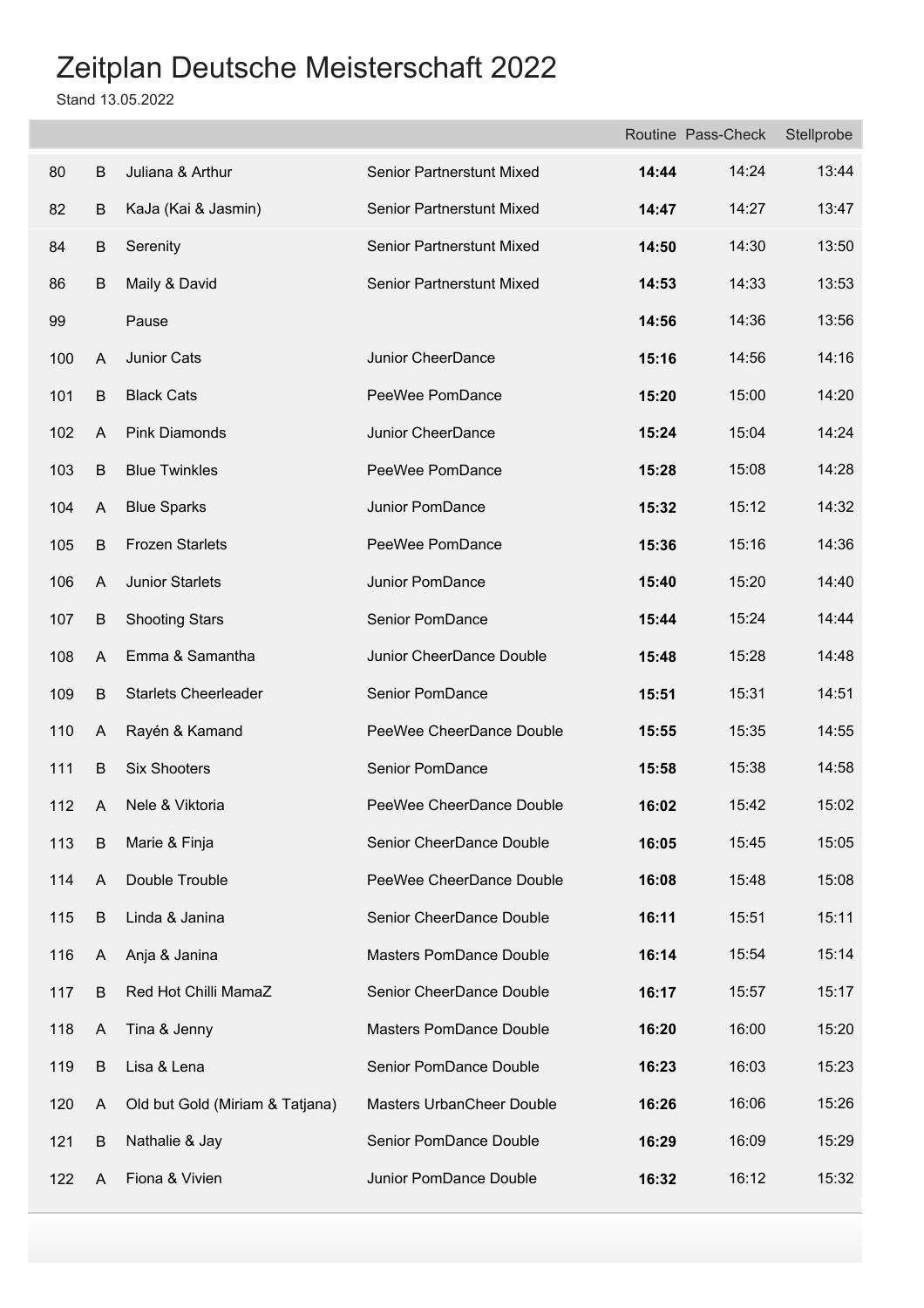# Zeitplan Deutsche Meisterschaft 2022

Stand 13.05.2022

| | | | | Routine | Pass-Check | Stellprobe |
|---|---|---|---|---|---|---|
| 80 | B | Juliana & Arthur | Senior Partnerstunt Mixed | **14:44** | 14:24 | 13:44 |
| 82 | B | KaJa (Kai & Jasmin) | Senior Partnerstunt Mixed | **14:47** | 14:27 | 13:47 |
| 84 | B | Serenity | Senior Partnerstunt Mixed | **14:50** | 14:30 | 13:50 |
| 86 | B | Maily & David | Senior Partnerstunt Mixed | **14:53** | 14:33 | 13:53 |
| 99 | | Pause | | **14:56** | 14:36 | 13:56 |
| 100 | A | Junior Cats | Junior CheerDance | **15:16** | 14:56 | 14:16 |
| 101 | B | Black Cats | PeeWee PomDance | **15:20** | 15:00 | 14:20 |
| 102 | A | Pink Diamonds | Junior CheerDance | **15:24** | 15:04 | 14:24 |
| 103 | B | Blue Twinkles | PeeWee PomDance | **15:28** | 15:08 | 14:28 |
| 104 | A | Blue Sparks | Junior PomDance | **15:32** | 15:12 | 14:32 |
| 105 | B | Frozen Starlets | PeeWee PomDance | **15:36** | 15:16 | 14:36 |
| 106 | A | Junior Starlets | Junior PomDance | **15:40** | 15:20 | 14:40 |
| 107 | B | Shooting Stars | Senior PomDance | **15:44** | 15:24 | 14:44 |
| 108 | A | Emma & Samantha | Junior CheerDance Double | **15:48** | 15:28 | 14:48 |
| 109 | B | Starlets Cheerleader | Senior PomDance | **15:51** | 15:31 | 14:51 |
| 110 | A | Rayén & Kamand | PeeWee CheerDance Double | **15:55** | 15:35 | 14:55 |
| 111 | B | Six Shooters | Senior PomDance | **15:58** | 15:38 | 14:58 |
| 112 | A | Nele & Viktoria | PeeWee CheerDance Double | **16:02** | 15:42 | 15:02 |
| 113 | B | Marie & Finja | Senior CheerDance Double | **16:05** | 15:45 | 15:05 |
| 114 | A | Double Trouble | PeeWee CheerDance Double | **16:08** | 15:48 | 15:08 |
| 115 | B | Linda & Janina | Senior CheerDance Double | **16:11** | 15:51 | 15:11 |
| 116 | A | Anja & Janina | Masters PomDance Double | **16:14** | 15:54 | 15:14 |
| 117 | B | Red Hot Chilli MamaZ | Senior CheerDance Double | **16:17** | 15:57 | 15:17 |
| 118 | A | Tina & Jenny | Masters PomDance Double | **16:20** | 16:00 | 15:20 |
| 119 | B | Lisa & Lena | Senior PomDance Double | **16:23** | 16:03 | 15:23 |
| 120 | A | Old but Gold (Miriam & Tatjana) | Masters UrbanCheer Double | **16:26** | 16:06 | 15:26 |
| 121 | B | Nathalie & Jay | Senior PomDance Double | **16:29** | 16:09 | 15:29 |
| 122 | A | Fiona & Vivien | Junior PomDance Double | **16:32** | 16:12 | 15:32 |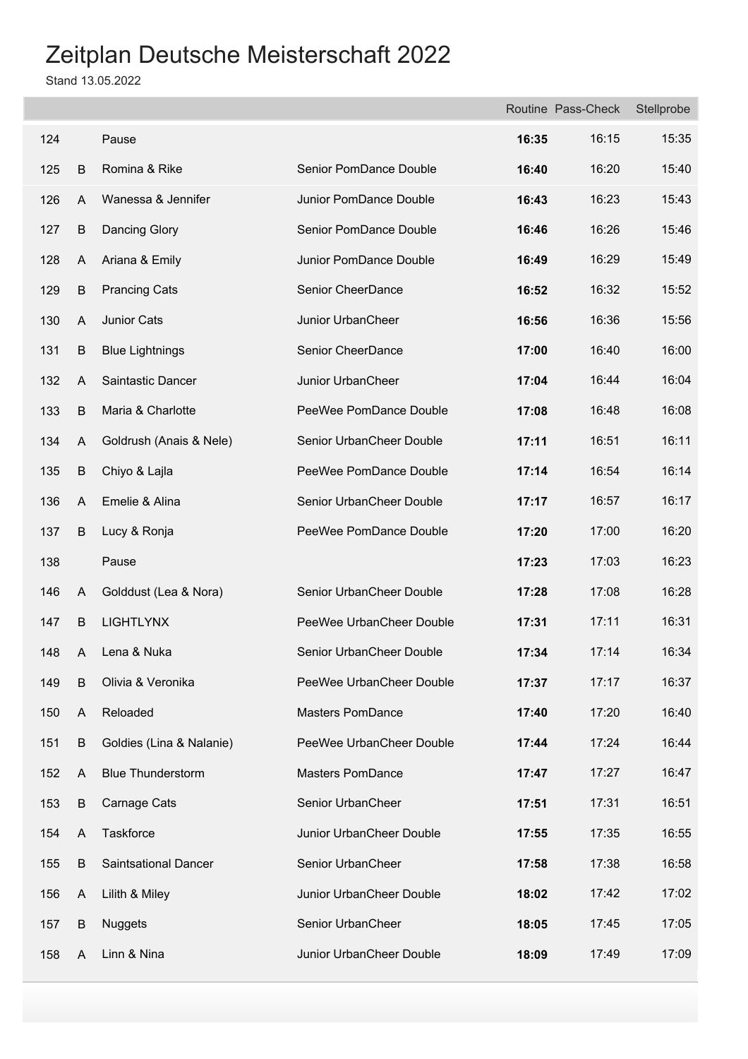# Zeitplan Deutsche Meisterschaft 2022

Stand 13.05.2022

| | | | | Routine | Pass-Check | Stellprobe |
|---|---|---|---|---|---|---|
| 124 | | Pause | | **16:35** | 16:15 | 15:35 |
| 125 | B | Romina & Rike | Senior PomDance Double | **16:40** | 16:20 | 15:40 |
| 126 | A | Wanessa & Jennifer | Junior PomDance Double | **16:43** | 16:23 | 15:43 |
| 127 | B | Dancing Glory | Senior PomDance Double | **16:46** | 16:26 | 15:46 |
| 128 | A | Ariana & Emily | Junior PomDance Double | **16:49** | 16:29 | 15:49 |
| 129 | B | Prancing Cats | Senior CheerDance | **16:52** | 16:32 | 15:52 |
| 130 | A | Junior Cats | Junior UrbanCheer | **16:56** | 16:36 | 15:56 |
| 131 | B | Blue Lightnings | Senior CheerDance | **17:00** | 16:40 | 16:00 |
| 132 | A | Saintastic Dancer | Junior UrbanCheer | **17:04** | 16:44 | 16:04 |
| 133 | B | Maria & Charlotte | PeeWee PomDance Double | **17:08** | 16:48 | 16:08 |
| 134 | A | Goldrush (Anais & Nele) | Senior UrbanCheer Double | **17:11** | 16:51 | 16:11 |
| 135 | B | Chiyo & Lajla | PeeWee PomDance Double | **17:14** | 16:54 | 16:14 |
| 136 | A | Emelie & Alina | Senior UrbanCheer Double | **17:17** | 16:57 | 16:17 |
| 137 | B | Lucy & Ronja | PeeWee PomDance Double | **17:20** | 17:00 | 16:20 |
| 138 | | Pause | | **17:23** | 17:03 | 16:23 |
| 146 | A | Golddust (Lea & Nora) | Senior UrbanCheer Double | **17:28** | 17:08 | 16:28 |
| 147 | B | LIGHTLYNX | PeeWee UrbanCheer Double | **17:31** | 17:11 | 16:31 |
| 148 | A | Lena & Nuka | Senior UrbanCheer Double | **17:34** | 17:14 | 16:34 |
| 149 | B | Olivia & Veronika | PeeWee UrbanCheer Double | **17:37** | 17:17 | 16:37 |
| 150 | A | Reloaded | Masters PomDance | **17:40** | 17:20 | 16:40 |
| 151 | B | Goldies (Lina & Nalanie) | PeeWee UrbanCheer Double | **17:44** | 17:24 | 16:44 |
| 152 | A | Blue Thunderstorm | Masters PomDance | **17:47** | 17:27 | 16:47 |
| 153 | B | Carnage Cats | Senior UrbanCheer | **17:51** | 17:31 | 16:51 |
| 154 | A | Taskforce | Junior UrbanCheer Double | **17:55** | 17:35 | 16:55 |
| 155 | B | Saintsational Dancer | Senior UrbanCheer | **17:58** | 17:38 | 16:58 |
| 156 | A | Lilith & Miley | Junior UrbanCheer Double | **18:02** | 17:42 | 17:02 |
| 157 | B | Nuggets | Senior UrbanCheer | **18:05** | 17:45 | 17:05 |
| 158 | A | Linn & Nina | Junior UrbanCheer Double | **18:09** | 17:49 | 17:09 |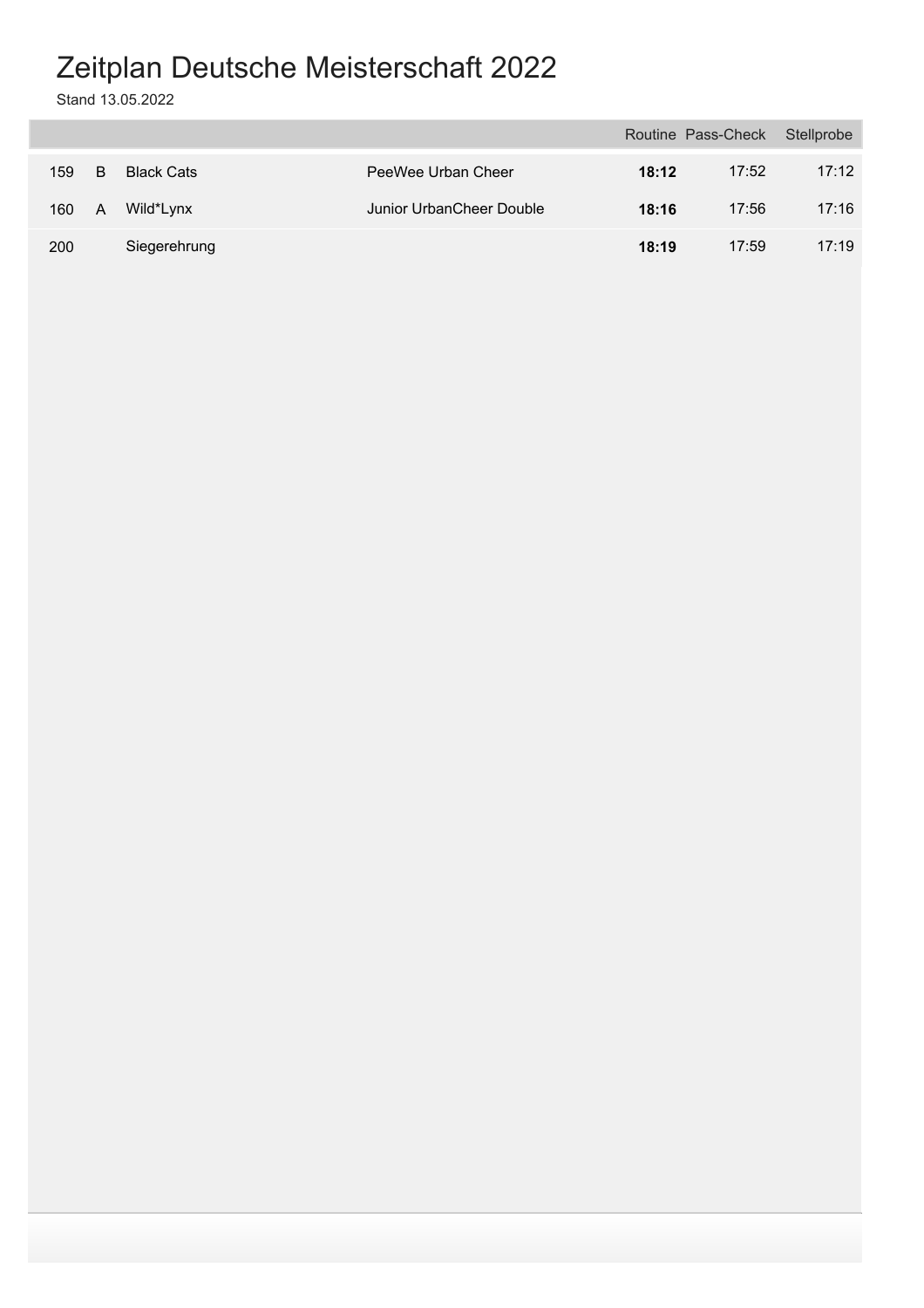# Zeitplan Deutsche Meisterschaft 2022

Stand 13.05.2022

| | | | | Routine | Pass-Check | Stellprobe |
|---|---|---|---|---|---|---|
| 159 | B | Black Cats | PeeWee Urban Cheer | **18:12** | 17:52 | 17:12 |
| 160 | A | Wild*Lynx | Junior UrbanCheer Double | **18:16** | 17:56 | 17:16 |
| 200 | | Siegerehrung | | **18:19** | 17:59 | 17:19 |